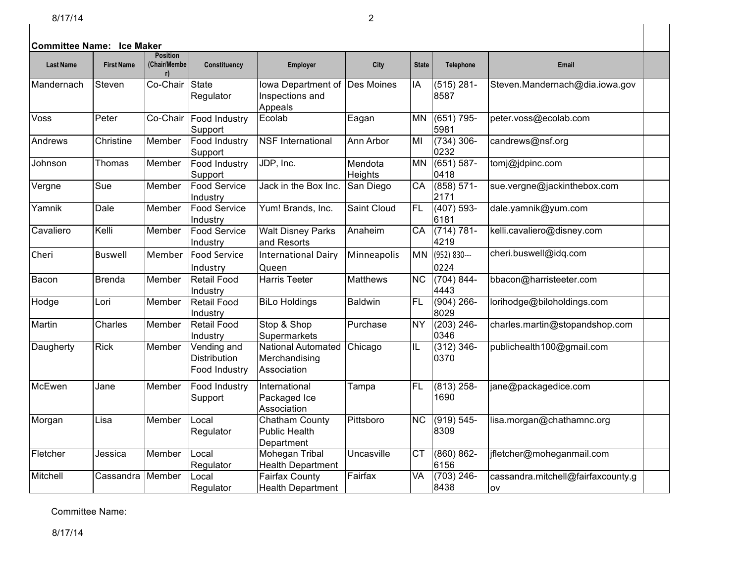**Committee Name: Ice Maker**

| Last Name | First Name | Position (Chair/Member) | Constituency | Employer | City | State | Telephone | Email | |
|---|---|---|---|---|---|---|---|---|---|
| Mandernach | Steven | Co-Chair | State Regulator | Iowa Department of Inspections and Appeals | Des Moines | IA | (515) 281-8587 | Steven.Mandernach@dia.iowa.gov | |
| Voss | Peter | Co-Chair | Food Industry Support | Ecolab | Eagan | MN | (651) 795-5981 | peter.voss@ecolab.com | |
| Andrews | Christine | Member | Food Industry Support | NSF International | Ann Arbor | MI | (734) 306-0232 | candrews@nsf.org | |
| Johnson | Thomas | Member | Food Industry Support | JDP, Inc. | Mendota Heights | MN | (651) 587-0418 | tomj@jdpinc.com | |
| Vergne | Sue | Member | Food Service Industry | Jack in the Box Inc. | San Diego | CA | (858) 571-2171 | sue.vergne@jackinthebox.com | |
| Yamnik | Dale | Member | Food Service Industry | Yum! Brands, Inc. | Saint Cloud | FL | (407) 593-6181 | dale.yamnik@yum.com | |
| Cavaliero | Kelli | Member | Food Service Industry | Walt Disney Parks and Resorts | Anaheim | CA | (714) 781-4219 | kelli.cavaliero@disney.com | |
| Cheri | Buswell | Member | Food Service Industry | International Dairy Queen | Minneapolis | MN | (952) 830---0224 | cheri.buswell@idq.com | |
| Bacon | Brenda | Member | Retail Food Industry | Harris Teeter | Matthews | NC | (704) 844-4443 | bbacon@harristeeter.com | |
| Hodge | Lori | Member | Retail Food Industry | BiLo Holdings | Baldwin | FL | (904) 266-8029 | lorihodge@biloholdings.com | |
| Martin | Charles | Member | Retail Food Industry | Stop & Shop Supermarkets | Purchase | NY | (203) 246-0346 | charles.martin@stopandshop.com | |
| Daugherty | Rick | Member | Vending and Distribution Food Industry | National Automated Merchandising Association | Chicago | IL | (312) 346-0370 | publichealth100@gmail.com | |
| McEwen | Jane | Member | Food Industry Support | International Packaged Ice Association | Tampa | FL | (813) 258-1690 | jane@packagedice.com | |
| Morgan | Lisa | Member | Local Regulator | Chatham County Public Health Department | Pittsboro | NC | (919) 545-8309 | lisa.morgan@chathamnc.org | |
| Fletcher | Jessica | Member | Local Regulator | Mohegan Tribal Health Department | Uncasville | CT | (860) 862-6156 | jfletcher@moheganmail.com | |
| Mitchell | Cassandra | Member | Local Regulator | Fairfax County Health Department | Fairfax | VA | (703) 246-8438 | cassandra.mitchell@fairfaxcounty.gov | |

Committee Name: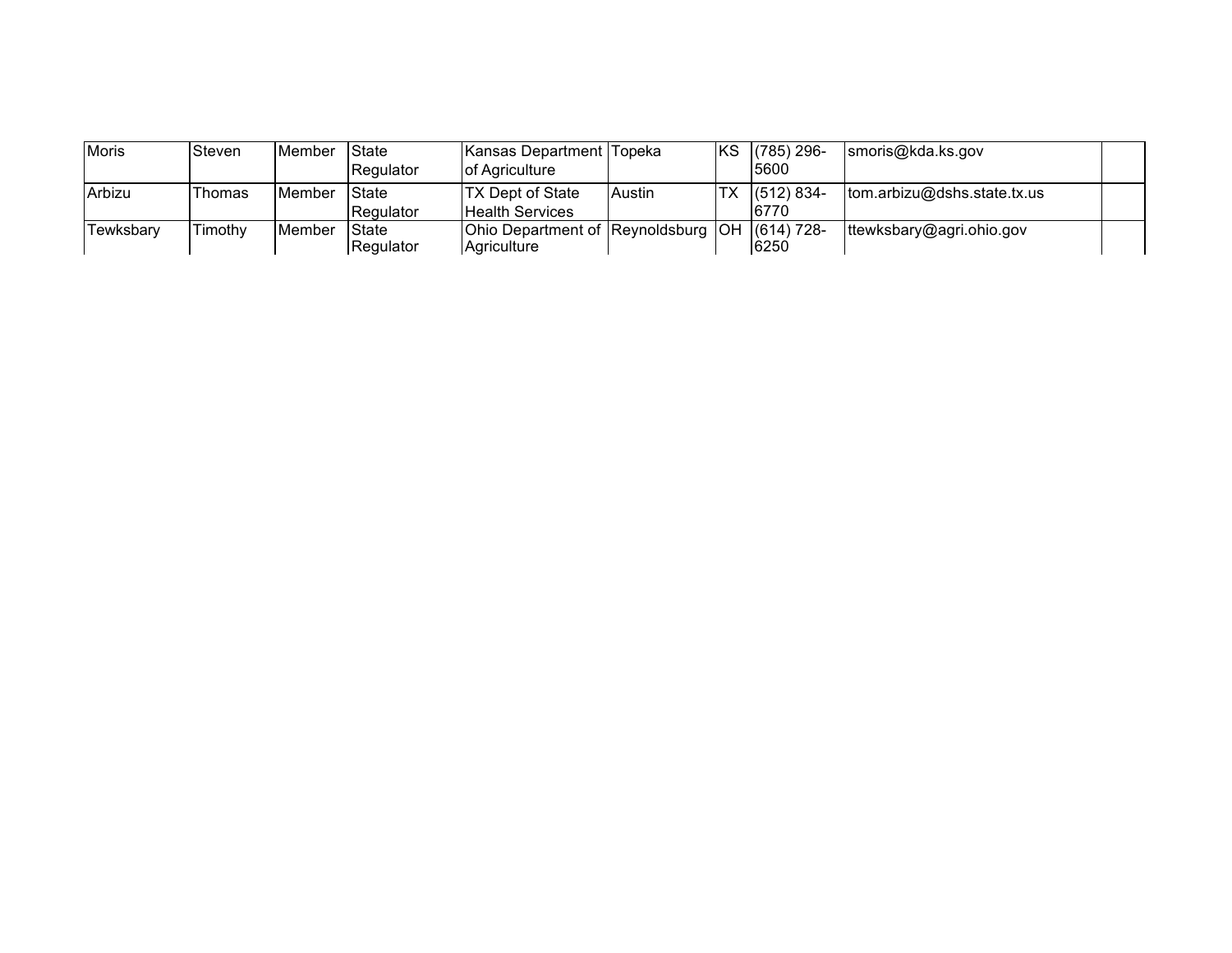| | | | | | | | | | |
|---|---|---|---|---|---|---|---|---|---|
| Moris | Steven | Member | State Regulator | Kansas Department of Agriculture | Topeka | KS | (785) 296-5600 | smoris@kda.ks.gov | |
| Arbizu | Thomas | Member | State Regulator | TX Dept of State Health Services | Austin | TX | (512) 834-6770 | tom.arbizu@dshs.state.tx.us | |
| Tewksbary | Timothy | Member | State Regulator | Ohio Department of Agriculture | Reynoldsburg | OH | (614) 728-6250 | ttewksbary@agri.ohio.gov | |